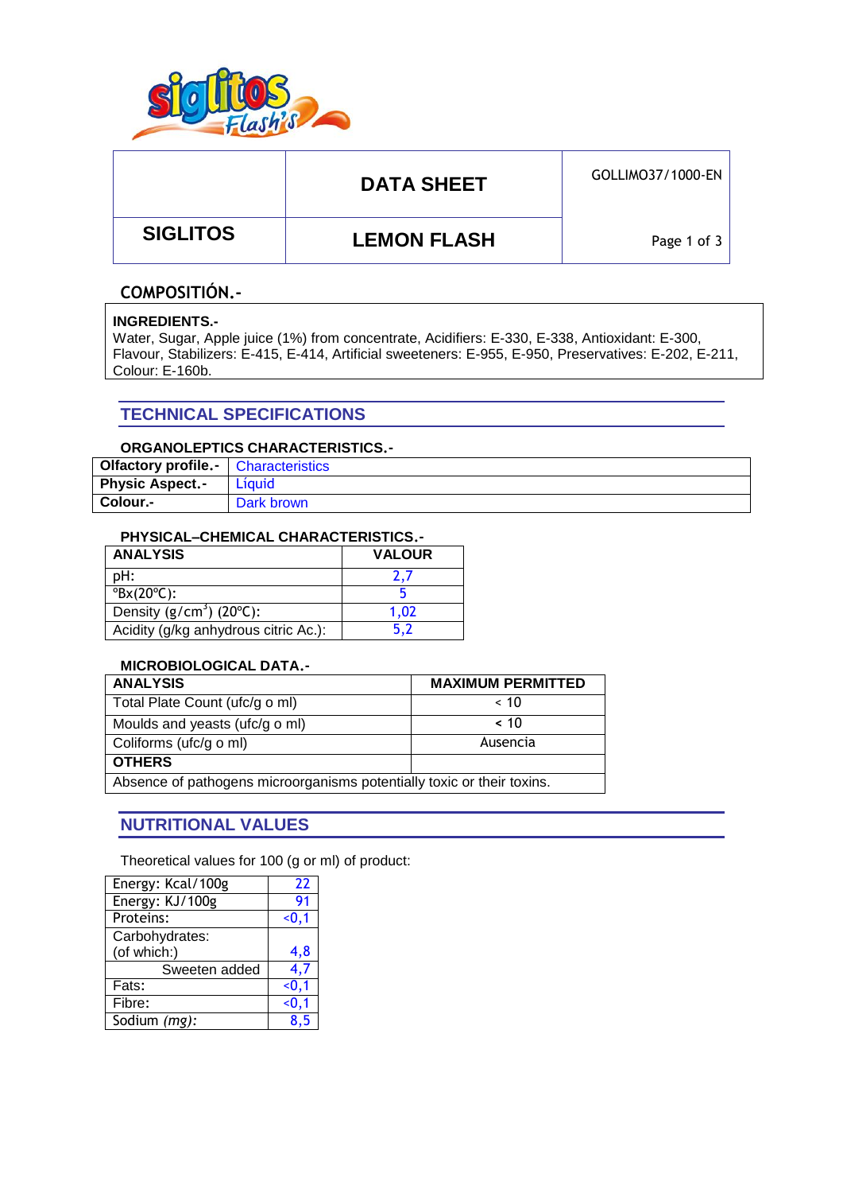| | DATA SHEET | GOLLIMO37/1000-EN |
|---|---|---|
| SIGLITOS | LEMON FLASH | |

## COMPOSITIÓN.-

**INGREDIENTS.-**
Water, Sugar, Apple juice (1%) from concentrate, Acidifiers: E-330, E-338, Antioxidant: E-300, Flavour, Stabilizers: E-415, E-414, Artificial sweeteners: E-955, E-950, Preservatives: E-202, E-211, Colour: E-160b.

## TECHNICAL SPECIFICATIONS

### ORGANOLEPTICS CHARACTERISTICS.-

| | |
|---|---|
| **Olfactory profile.-** | Characteristics |
| **Physic Aspect.-** | Líquid |
| **Colour.-** | Dark brown |

### PHYSICAL–CHEMICAL CHARACTERISTICS.-

| ANALYSIS | VALOUR |
|---|---|
| pH: | 2,7 |
| ºBx(20ºC): | 5 |
| Density (g/cm$^3$) (20ºC): | 1,02 |
| Acidity (g/kg anhydrous citric Ac.): | 5,2 |

### MICROBIOLOGICAL DATA.-

| ANALYSIS | MAXIMUM PERMITTED |
|---|---|
| Total Plate Count (ufc/g o ml) | < 10 |
| Moulds and yeasts (ufc/g o ml) | < 10 |
| Coliforms (ufc/g o ml) | Ausencia |
| **OTHERS** | |
| Absence of pathogens microorganisms potentially toxic or their toxins. | |

## NUTRITIONAL VALUES

Theoretical values for 100 (g or ml) of product:

| | |
|---|---|
| Energy: Kcal/100g | 22 |
| Energy: KJ/100g | 91 |
| Proteins: | <0,1 |
| Carbohydrates: (of which:) | 4,8 |
| Sweeten added | 4,7 |
| Fats: | <0,1 |
| Fibre: | <0,1 |
| Sodium *(mg):* | 8,5 |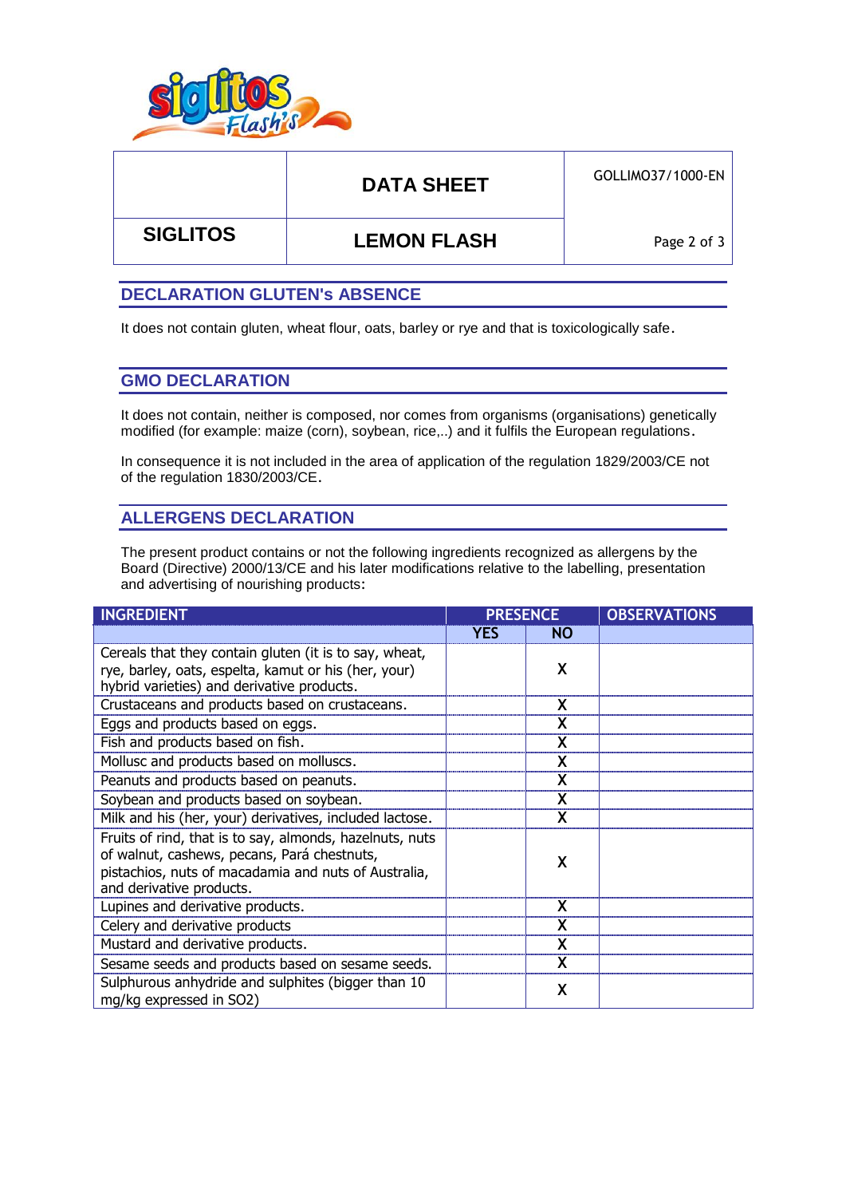| | DATA SHEET | GOLLIMO37/1000-EN |
|---|---|---|
| SIGLITOS | LEMON FLASH | |

## DECLARATION GLUTEN's ABSENCE

It does not contain gluten, wheat flour, oats, barley or rye and that is toxicologically safe.

## GMO DECLARATION

It does not contain, neither is composed, nor comes from organisms (organisations) genetically modified (for example: maize (corn), soybean, rice,..) and it fulfils the European regulations.

In consequence it is not included in the area of application of the regulation 1829/2003/CE not of the regulation 1830/2003/CE.

## ALLERGENS DECLARATION

The present product contains or not the following ingredients recognized as allergens by the Board (Directive) 2000/13/CE and his later modifications relative to the labelling, presentation and advertising of nourishing products:

| INGREDIENT | PRESENCE | | OBSERVATIONS |
|---|---|---|---|
| | YES | NO | |
| Cereals that they contain gluten (it is to say, wheat, rye, barley, oats, espelta, kamut or his (her, your) hybrid varieties) and derivative products. | | X | |
| Crustaceans and products based on crustaceans. | | X | |
| Eggs and products based on eggs. | | X | |
| Fish and products based on fish. | | X | |
| Mollusc and products based on molluscs. | | X | |
| Peanuts and products based on peanuts. | | X | |
| Soybean and products based on soybean. | | X | |
| Milk and his (her, your) derivatives, included lactose. | | X | |
| Fruits of rind, that is to say, almonds, hazelnuts, nuts of walnut, cashews, pecans, Pará chestnuts, pistachios, nuts of macadamia and nuts of Australia, and derivative products. | | X | |
| Lupines and derivative products. | | X | |
| Celery and derivative products | | X | |
| Mustard and derivative products. | | X | |
| Sesame seeds and products based on sesame seeds. | | X | |
| Sulphurous anhydride and sulphites (bigger than 10 mg/kg expressed in SO2) | | X | |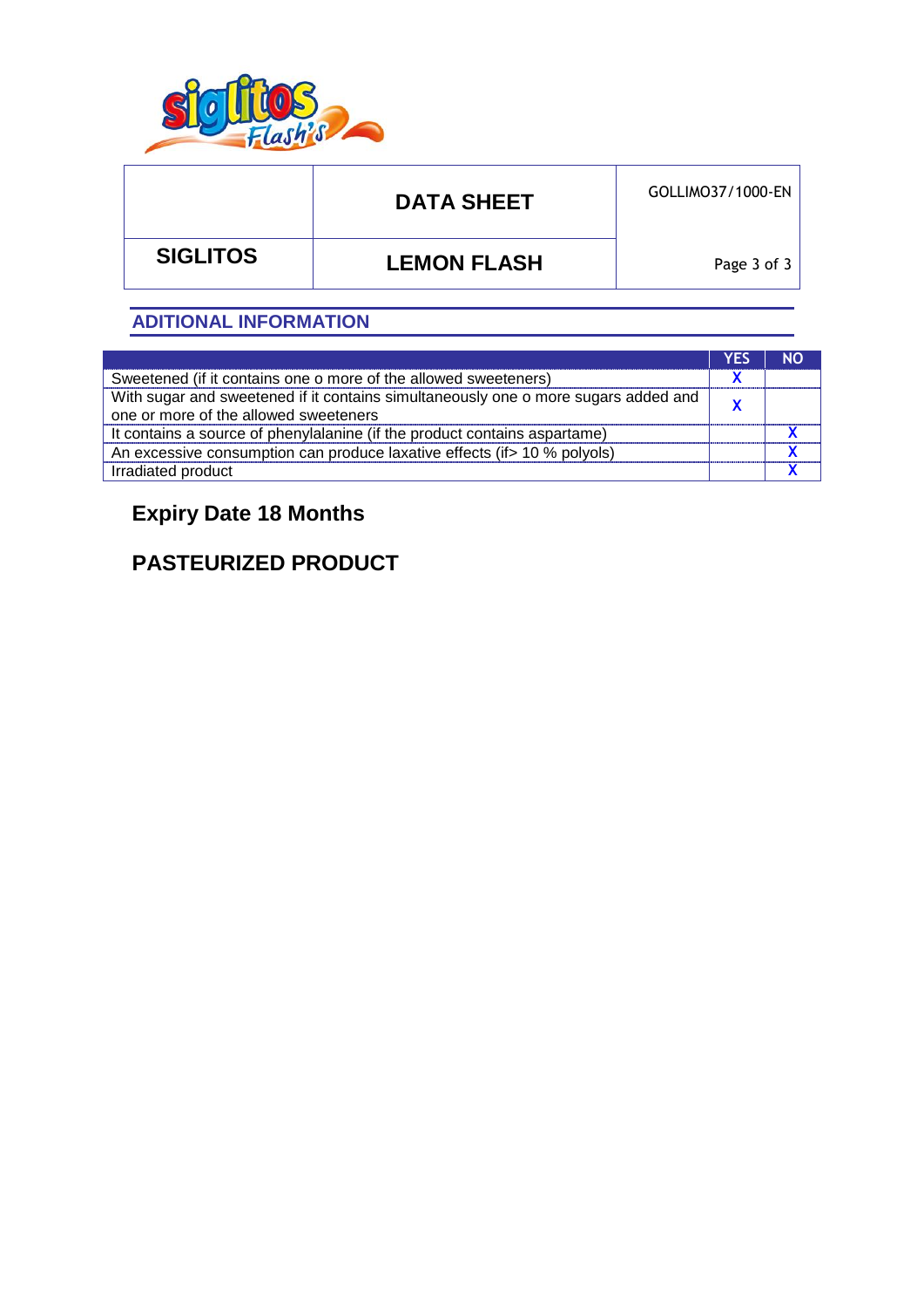| | DATA SHEET | GOLLIMO37/1000-EN |
|---|---|---|
| SIGLITOS | LEMON FLASH | |

## ADITIONAL INFORMATION

| | YES | NO |
|---|---|---|
| Sweetened (if it contains one o more of the allowed sweeteners) | X | |
| With sugar and sweetened if it contains simultaneously one o more sugars added and one or more of the allowed sweeteners | X | |
| It contains a source of phenylalanine (if the product contains aspartame) | | X |
| An excessive consumption can produce laxative effects (if> 10 % polyols) | | X |
| Irradiated product | | X |

### Expiry Date 18 Months

### PASTEURIZED PRODUCT